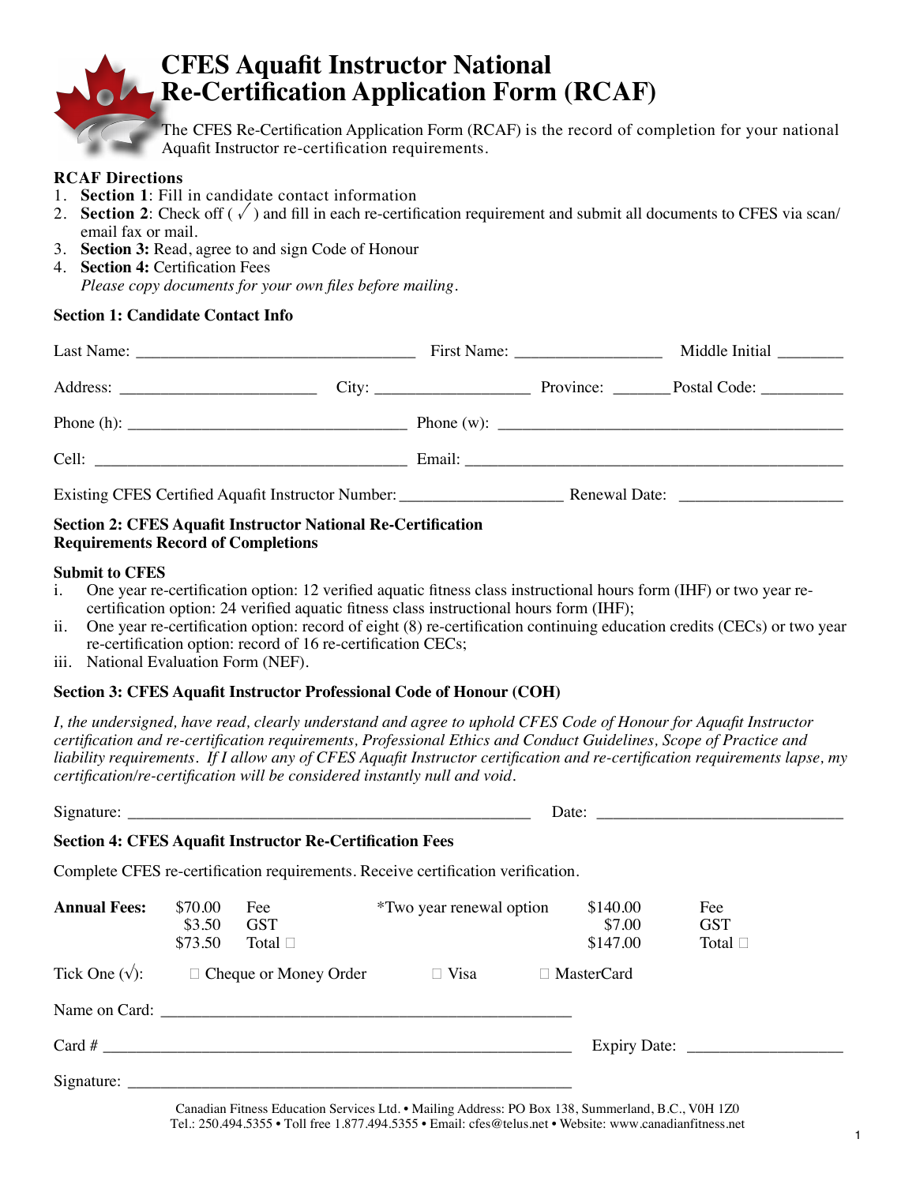# CFES Aquafit Instructor National Re-Certification Application Form (RCAF)

The CFES Re-Certification Application Form (RCAF) is the record of completion for your national Aquafit Instructor re-certification requirements.

**RCAF Directions**

1. **Section 1**: Fill in candidate contact information
2. **Section 2**: Check off ( √ ) and fill in each re-certification requirement and submit all documents to CFES via scan/ email fax or mail.
3. **Section 3:** Read, agree to and sign Code of Honour
4. **Section 4:** Certification Fees

   *Please copy documents for your own files before mailing.*

**Section 1: Candidate Contact Info**

Last Name: ________________________________ First Name: ________________ Middle Initial _______

Address: ______________________ City: _________________ Province: ______ Postal Code: _________

Phone (h): ________________________________ Phone (w): ________________________________________

Cell: ____________________________________ Email: ___________________________________________

Existing CFES Certified Aquafit Instructor Number: __________________ Renewal Date: __________________

**Section 2: CFES Aquafit Instructor National Re-Certification Requirements Record of Completions**

**Submit to CFES**

i. One year re-certification option: 12 verified aquatic fitness class instructional hours form (IHF) or two year re-certification option: 24 verified aquatic fitness class instructional hours form (IHF);

ii. One year re-certification option: record of eight (8) re-certification continuing education credits (CECs) or two year re-certification option: record of 16 re-certification CECs;

iii. National Evaluation Form (NEF).

**Section 3: CFES Aquafit Instructor Professional Code of Honour (COH)**

*I, the undersigned, have read, clearly understand and agree to uphold CFES Code of Honour for Aquafit Instructor certification and re-certification requirements, Professional Ethics and Conduct Guidelines, Scope of Practice and liability requirements. If I allow any of CFES Aquafit Instructor certification and re-certification requirements lapse, my certification/re-certification will be considered instantly null and void.*

Signature: ______________________________________________ Date: ____________________________

**Section 4: CFES Aquafit Instructor Re-Certification Fees**

Complete CFES re-certification requirements. Receive certification verification.

| **Annual Fees:** | | | *Two year renewal option | | |
|---|---|---|---|---|---|
| | $70.00 | Fee | | $140.00 | Fee |
| | $3.50 | GST | | $7.00 | GST |
| | $73.50 | Total ☐ | | $147.00 | Total ☐ |

Tick One (√): ☐ Cheque or Money Order ☐ Visa ☐ MasterCard

Name on Card: _______________________________________________

Card # ______________________________________________________ Expiry Date: __________________

Signature: ___________________________________________________

Canadian Fitness Education Services Ltd. • Mailing Address: PO Box 138, Summerland, B.C., V0H 1Z0
Tel.: 250.494.5355 • Toll free 1.877.494.5355 • Email: cfes@telus.net • Website: www.canadianfitness.net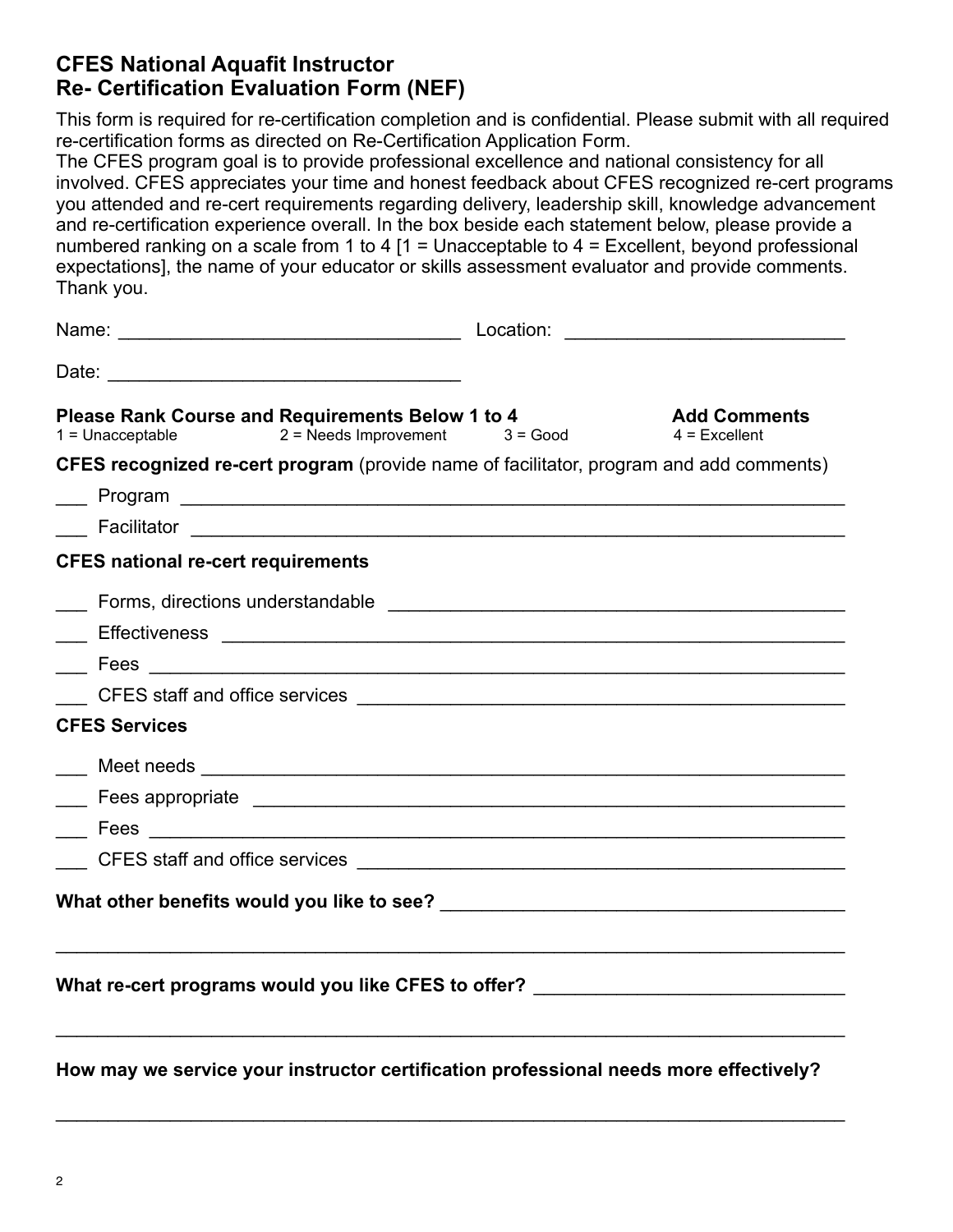## CFES National Aquafit Instructor
## Re- Certification Evaluation Form (NEF)

This form is required for re-certification completion and is confidential. Please submit with all required re-certification forms as directed on Re-Certification Application Form.
The CFES program goal is to provide professional excellence and national consistency for all involved. CFES appreciates your time and honest feedback about CFES recognized re-cert programs you attended and re-cert requirements regarding delivery, leadership skill, knowledge advancement and re-certification experience overall. In the box beside each statement below, please provide a numbered ranking on a scale from 1 to 4 [1 = Unacceptable to 4 = Excellent, beyond professional expectations], the name of your educator or skills assessment evaluator and provide comments. Thank you.

Name: ________________________________ Location: __________________________

Date: _________________________________

**Please Rank Course and Requirements Below 1 to 4** **Add Comments**

1 = Unacceptable 2 = Needs Improvement 3 = Good 4 = Excellent

**CFES recognized re-cert program** (provide name of facilitator, program and add comments)

___ Program ____________________________________________________________

___ Facilitator __________________________________________________________

**CFES national re-cert requirements**

___ Forms, directions understandable _________________________________________

___ Effectiveness _________________________________________________________

___ Fees ________________________________________________________________

___ CFES staff and office services ____________________________________________

**CFES Services**

___ Meet needs ___________________________________________________________

___ Fees appropriate ______________________________________________________

___ Fees ________________________________________________________________

___ CFES staff and office services ____________________________________________

**What other benefits would you like to see?** ________________________________________

______________________________________________________________________

**What re-cert programs would you like CFES to offer?** ________________________________

______________________________________________________________________

**How may we service your instructor certification professional needs more effectively?**

______________________________________________________________________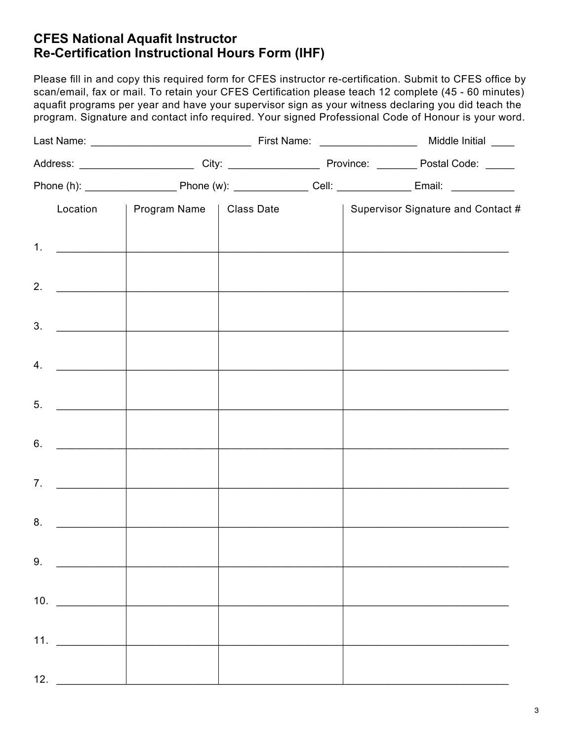## CFES National Aquafit Instructor Re-Certification Instructional Hours Form (IHF)

Please fill in and copy this required form for CFES instructor re-certification. Submit to CFES office by scan/email, fax or mail. To retain your CFES Certification please teach 12 complete (45 - 60 minutes) aquafit programs per year and have your supervisor sign as your witness declaring you did teach the program. Signature and contact info required. Your signed Professional Code of Honour is your word.

Last Name: ____________________________ First Name: _________________ Middle Initial ____

Address: ____________________ City: ________________ Province: _______ Postal Code: _____

Phone (h): ________________ Phone (w): _____________ Cell: _____________ Email: ___________

| | Location | Program Name | Class Date | Supervisor Signature and Contact # |
|---|---|---|---|---|
| 1. | | | | |
| 2. | | | | |
| 3. | | | | |
| 4. | | | | |
| 5. | | | | |
| 6. | | | | |
| 7. | | | | |
| 8. | | | | |
| 9. | | | | |
| 10. | | | | |
| 11. | | | | |
| 12. | | | | |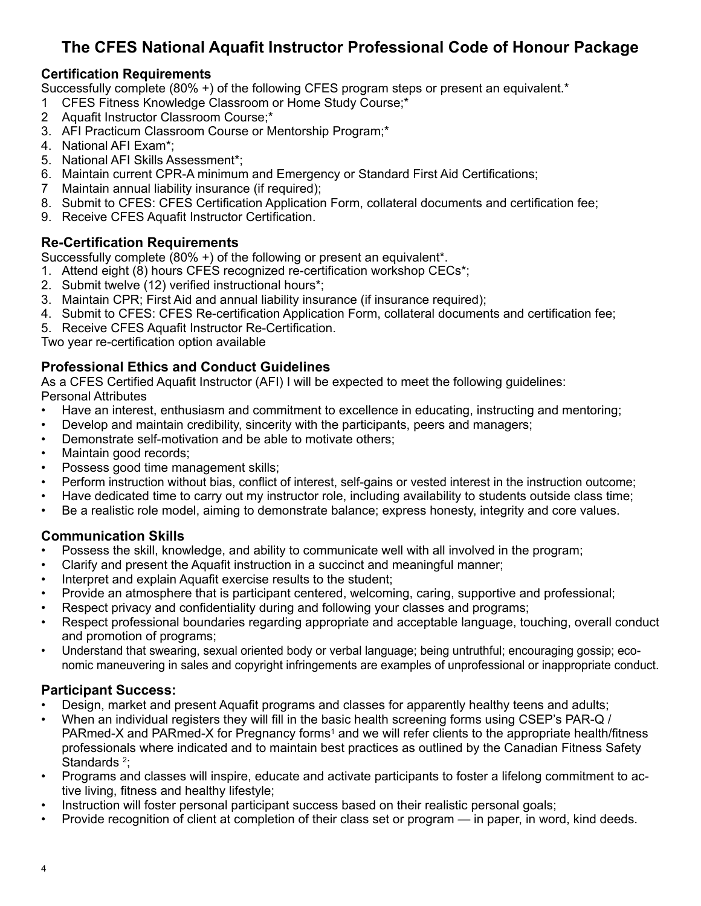# The CFES National Aquafit Instructor Professional Code of Honour Package

## Certification Requirements

Successfully complete (80% +) of the following CFES program steps or present an equivalent.*

1 CFES Fitness Knowledge Classroom or Home Study Course;*
2 Aquafit Instructor Classroom Course;*
3. AFI Practicum Classroom Course or Mentorship Program;*
4. National AFI Exam*;
5. National AFI Skills Assessment*;
6. Maintain current CPR-A minimum and Emergency or Standard First Aid Certifications;
7 Maintain annual liability insurance (if required);
8. Submit to CFES: CFES Certification Application Form, collateral documents and certification fee;
9. Receive CFES Aquafit Instructor Certification.

## Re-Certification Requirements

Successfully complete (80% +) of the following or present an equivalent*.

1. Attend eight (8) hours CFES recognized re-certification workshop CECs*;
2. Submit twelve (12) verified instructional hours*;
3. Maintain CPR; First Aid and annual liability insurance (if insurance required);
4. Submit to CFES: CFES Re-certification Application Form, collateral documents and certification fee;
5. Receive CFES Aquafit Instructor Re-Certification.

Two year re-certification option available

## Professional Ethics and Conduct Guidelines

As a CFES Certified Aquafit Instructor (AFI) I will be expected to meet the following guidelines:

Personal Attributes

- Have an interest, enthusiasm and commitment to excellence in educating, instructing and mentoring;
- Develop and maintain credibility, sincerity with the participants, peers and managers;
- Demonstrate self-motivation and be able to motivate others;
- Maintain good records;
- Possess good time management skills;
- Perform instruction without bias, conflict of interest, self-gains or vested interest in the instruction outcome;
- Have dedicated time to carry out my instructor role, including availability to students outside class time;
- Be a realistic role model, aiming to demonstrate balance; express honesty, integrity and core values.

## Communication Skills

- Possess the skill, knowledge, and ability to communicate well with all involved in the program;
- Clarify and present the Aquafit instruction in a succinct and meaningful manner;
- Interpret and explain Aquafit exercise results to the student;
- Provide an atmosphere that is participant centered, welcoming, caring, supportive and professional;
- Respect privacy and confidentiality during and following your classes and programs;
- Respect professional boundaries regarding appropriate and acceptable language, touching, overall conduct and promotion of programs;
- Understand that swearing, sexual oriented body or verbal language; being untruthful; encouraging gossip; economic maneuvering in sales and copyright infringements are examples of unprofessional or inappropriate conduct.

## Participant Success:

- Design, market and present Aquafit programs and classes for apparently healthy teens and adults;
- When an individual registers they will fill in the basic health screening forms using CSEP's PAR-Q / PARmed-X and PARmed-X for Pregnancy forms[1] and we will refer clients to the appropriate health/fitness professionals where indicated and to maintain best practices as outlined by the Canadian Fitness Safety Standards [2];
- Programs and classes will inspire, educate and activate participants to foster a lifelong commitment to active living, fitness and healthy lifestyle;
- Instruction will foster personal participant success based on their realistic personal goals;
- Provide recognition of client at completion of their class set or program — in paper, in word, kind deeds.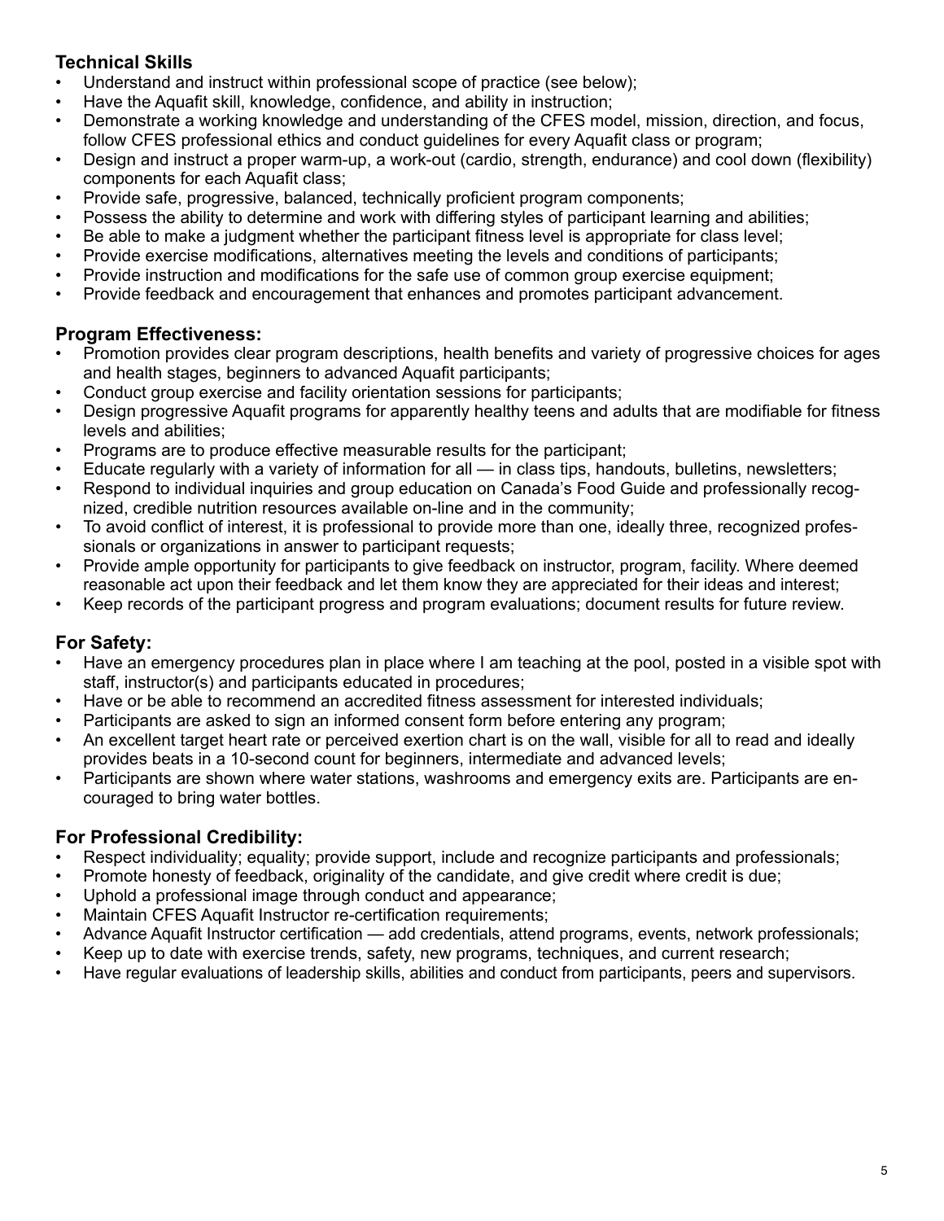### Technical Skills

- Understand and instruct within professional scope of practice (see below);
- Have the Aquafit skill, knowledge, confidence, and ability in instruction;
- Demonstrate a working knowledge and understanding of the CFES model, mission, direction, and focus, follow CFES professional ethics and conduct guidelines for every Aquafit class or program;
- Design and instruct a proper warm-up, a work-out (cardio, strength, endurance) and cool down (flexibility) components for each Aquafit class;
- Provide safe, progressive, balanced, technically proficient program components;
- Possess the ability to determine and work with differing styles of participant learning and abilities;
- Be able to make a judgment whether the participant fitness level is appropriate for class level;
- Provide exercise modifications, alternatives meeting the levels and conditions of participants;
- Provide instruction and modifications for the safe use of common group exercise equipment;
- Provide feedback and encouragement that enhances and promotes participant advancement.

### Program Effectiveness:

- Promotion provides clear program descriptions, health benefits and variety of progressive choices for ages and health stages, beginners to advanced Aquafit participants;
- Conduct group exercise and facility orientation sessions for participants;
- Design progressive Aquafit programs for apparently healthy teens and adults that are modifiable for fitness levels and abilities;
- Programs are to produce effective measurable results for the participant;
- Educate regularly with a variety of information for all — in class tips, handouts, bulletins, newsletters;
- Respond to individual inquiries and group education on Canada's Food Guide and professionally recognized, credible nutrition resources available on-line and in the community;
- To avoid conflict of interest, it is professional to provide more than one, ideally three, recognized professionals or organizations in answer to participant requests;
- Provide ample opportunity for participants to give feedback on instructor, program, facility. Where deemed reasonable act upon their feedback and let them know they are appreciated for their ideas and interest;
- Keep records of the participant progress and program evaluations; document results for future review.

### For Safety:

- Have an emergency procedures plan in place where I am teaching at the pool, posted in a visible spot with staff, instructor(s) and participants educated in procedures;
- Have or be able to recommend an accredited fitness assessment for interested individuals;
- Participants are asked to sign an informed consent form before entering any program;
- An excellent target heart rate or perceived exertion chart is on the wall, visible for all to read and ideally provides beats in a 10-second count for beginners, intermediate and advanced levels;
- Participants are shown where water stations, washrooms and emergency exits are. Participants are encouraged to bring water bottles.

### For Professional Credibility:

- Respect individuality; equality; provide support, include and recognize participants and professionals;
- Promote honesty of feedback, originality of the candidate, and give credit where credit is due;
- Uphold a professional image through conduct and appearance;
- Maintain CFES Aquafit Instructor re-certification requirements;
- Advance Aquafit Instructor certification — add credentials, attend programs, events, network professionals;
- Keep up to date with exercise trends, safety, new programs, techniques, and current research;
- Have regular evaluations of leadership skills, abilities and conduct from participants, peers and supervisors.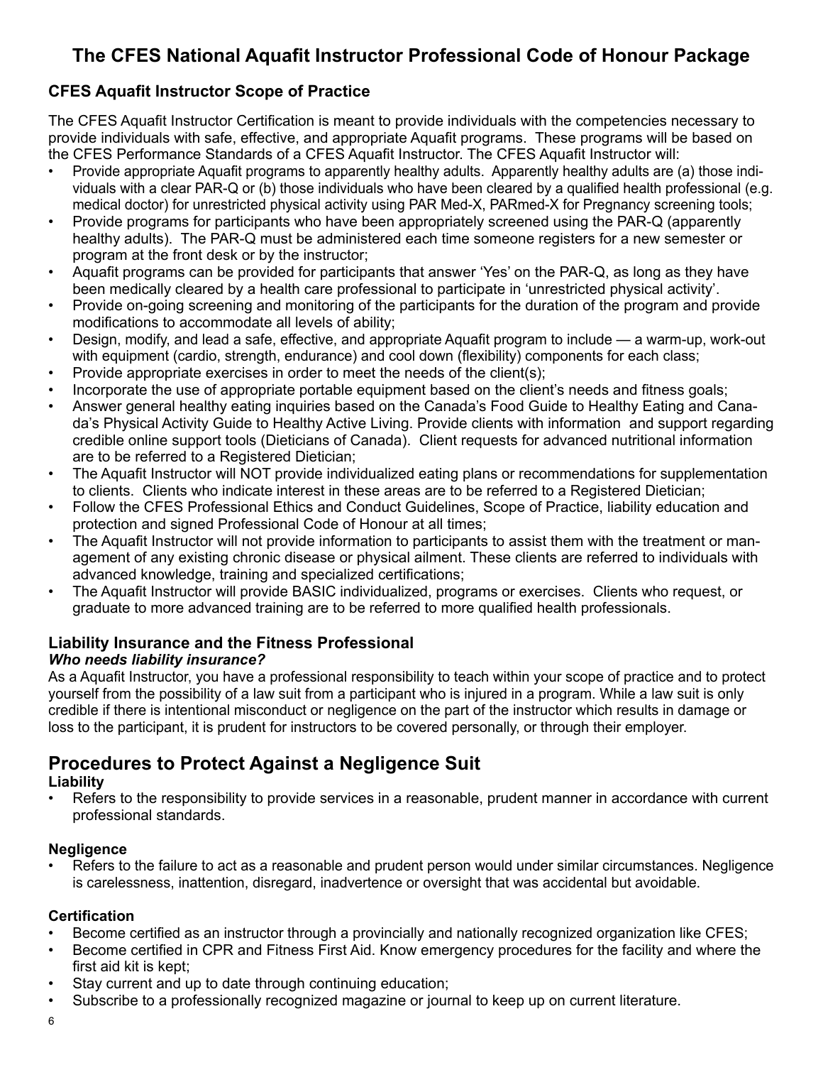# The CFES National Aquafit Instructor Professional Code of Honour Package

### CFES Aquafit Instructor Scope of Practice

The CFES Aquafit Instructor Certification is meant to provide individuals with the competencies necessary to provide individuals with safe, effective, and appropriate Aquafit programs. These programs will be based on the CFES Performance Standards of a CFES Aquafit Instructor. The CFES Aquafit Instructor will:

- Provide appropriate Aquafit programs to apparently healthy adults. Apparently healthy adults are (a) those individuals with a clear PAR-Q or (b) those individuals who have been cleared by a qualified health professional (e.g. medical doctor) for unrestricted physical activity using PAR Med-X, PARmed-X for Pregnancy screening tools;
- Provide programs for participants who have been appropriately screened using the PAR-Q (apparently healthy adults). The PAR-Q must be administered each time someone registers for a new semester or program at the front desk or by the instructor;
- Aquafit programs can be provided for participants that answer 'Yes' on the PAR-Q, as long as they have been medically cleared by a health care professional to participate in 'unrestricted physical activity'.
- Provide on-going screening and monitoring of the participants for the duration of the program and provide modifications to accommodate all levels of ability;
- Design, modify, and lead a safe, effective, and appropriate Aquafit program to include — a warm-up, work-out with equipment (cardio, strength, endurance) and cool down (flexibility) components for each class;
- Provide appropriate exercises in order to meet the needs of the client(s);
- Incorporate the use of appropriate portable equipment based on the client's needs and fitness goals;
- Answer general healthy eating inquiries based on the Canada's Food Guide to Healthy Eating and Canada's Physical Activity Guide to Healthy Active Living. Provide clients with information and support regarding credible online support tools (Dieticians of Canada). Client requests for advanced nutritional information are to be referred to a Registered Dietician;
- The Aquafit Instructor will NOT provide individualized eating plans or recommendations for supplementation to clients. Clients who indicate interest in these areas are to be referred to a Registered Dietician;
- Follow the CFES Professional Ethics and Conduct Guidelines, Scope of Practice, liability education and protection and signed Professional Code of Honour at all times;
- The Aquafit Instructor will not provide information to participants to assist them with the treatment or management of any existing chronic disease or physical ailment. These clients are referred to individuals with advanced knowledge, training and specialized certifications;
- The Aquafit Instructor will provide BASIC individualized, programs or exercises. Clients who request, or graduate to more advanced training are to be referred to more qualified health professionals.

### Liability Insurance and the Fitness Professional

***Who needs liability insurance?***

As a Aquafit Instructor, you have a professional responsibility to teach within your scope of practice and to protect yourself from the possibility of a law suit from a participant who is injured in a program. While a law suit is only credible if there is intentional misconduct or negligence on the part of the instructor which results in damage or loss to the participant, it is prudent for instructors to be covered personally, or through their employer.

## Procedures to Protect Against a Negligence Suit

**Liability**

- Refers to the responsibility to provide services in a reasonable, prudent manner in accordance with current professional standards.

**Negligence**

- Refers to the failure to act as a reasonable and prudent person would under similar circumstances. Negligence is carelessness, inattention, disregard, inadvertence or oversight that was accidental but avoidable.

**Certification**

- Become certified as an instructor through a provincially and nationally recognized organization like CFES;
- Become certified in CPR and Fitness First Aid. Know emergency procedures for the facility and where the first aid kit is kept;
- Stay current and up to date through continuing education;
- Subscribe to a professionally recognized magazine or journal to keep up on current literature.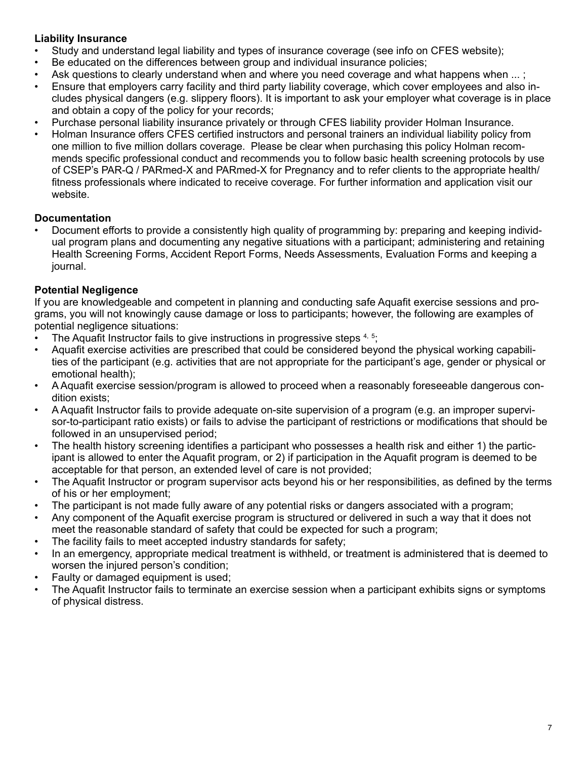**Liability Insurance**

- Study and understand legal liability and types of insurance coverage (see info on CFES website);
- Be educated on the differences between group and individual insurance policies;
- Ask questions to clearly understand when and where you need coverage and what happens when ... ;
- Ensure that employers carry facility and third party liability coverage, which cover employees and also includes physical dangers (e.g. slippery floors). It is important to ask your employer what coverage is in place and obtain a copy of the policy for your records;
- Purchase personal liability insurance privately or through CFES liability provider Holman Insurance.
- Holman Insurance offers CFES certified instructors and personal trainers an individual liability policy from one million to five million dollars coverage. Please be clear when purchasing this policy Holman recommends specific professional conduct and recommends you to follow basic health screening protocols by use of CSEP's PAR-Q / PARmed-X and PARmed-X for Pregnancy and to refer clients to the appropriate health/ fitness professionals where indicated to receive coverage. For further information and application visit our website.

**Documentation**

- Document efforts to provide a consistently high quality of programming by: preparing and keeping individual program plans and documenting any negative situations with a participant; administering and retaining Health Screening Forms, Accident Report Forms, Needs Assessments, Evaluation Forms and keeping a journal.

**Potential Negligence**

If you are knowledgeable and competent in planning and conducting safe Aquafit exercise sessions and programs, you will not knowingly cause damage or loss to participants; however, the following are examples of potential negligence situations:

- The Aquafit Instructor fails to give instructions in progressive steps [4, 5];
- Aquafit exercise activities are prescribed that could be considered beyond the physical working capabilities of the participant (e.g. activities that are not appropriate for the participant's age, gender or physical or emotional health);
- A Aquafit exercise session/program is allowed to proceed when a reasonably foreseeable dangerous condition exists;
- A Aquafit Instructor fails to provide adequate on-site supervision of a program (e.g. an improper supervisor-to-participant ratio exists) or fails to advise the participant of restrictions or modifications that should be followed in an unsupervised period;
- The health history screening identifies a participant who possesses a health risk and either 1) the participant is allowed to enter the Aquafit program, or 2) if participation in the Aquafit program is deemed to be acceptable for that person, an extended level of care is not provided;
- The Aquafit Instructor or program supervisor acts beyond his or her responsibilities, as defined by the terms of his or her employment;
- The participant is not made fully aware of any potential risks or dangers associated with a program;
- Any component of the Aquafit exercise program is structured or delivered in such a way that it does not meet the reasonable standard of safety that could be expected for such a program;
- The facility fails to meet accepted industry standards for safety;
- In an emergency, appropriate medical treatment is withheld, or treatment is administered that is deemed to worsen the injured person's condition;
- Faulty or damaged equipment is used;
- The Aquafit Instructor fails to terminate an exercise session when a participant exhibits signs or symptoms of physical distress.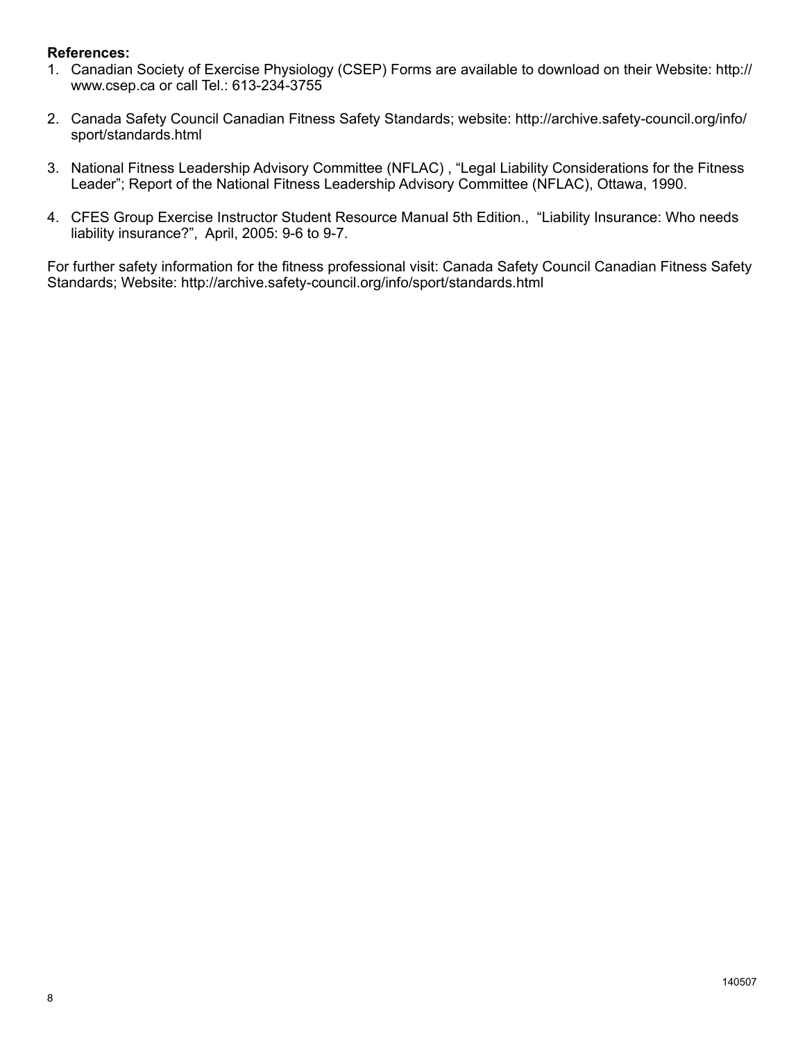**References:**

1. Canadian Society of Exercise Physiology (CSEP) Forms are available to download on their Website: http://www.csep.ca or call Tel.: 613-234-3755

2. Canada Safety Council Canadian Fitness Safety Standards; website: http://archive.safety-council.org/info/sport/standards.html

3. National Fitness Leadership Advisory Committee (NFLAC) , "Legal Liability Considerations for the Fitness Leader"; Report of the National Fitness Leadership Advisory Committee (NFLAC), Ottawa, 1990.

4. CFES Group Exercise Instructor Student Resource Manual 5th Edition., "Liability Insurance: Who needs liability insurance?", April, 2005: 9-6 to 9-7.

For further safety information for the fitness professional visit: Canada Safety Council Canadian Fitness Safety Standards; Website: http://archive.safety-council.org/info/sport/standards.html

140507